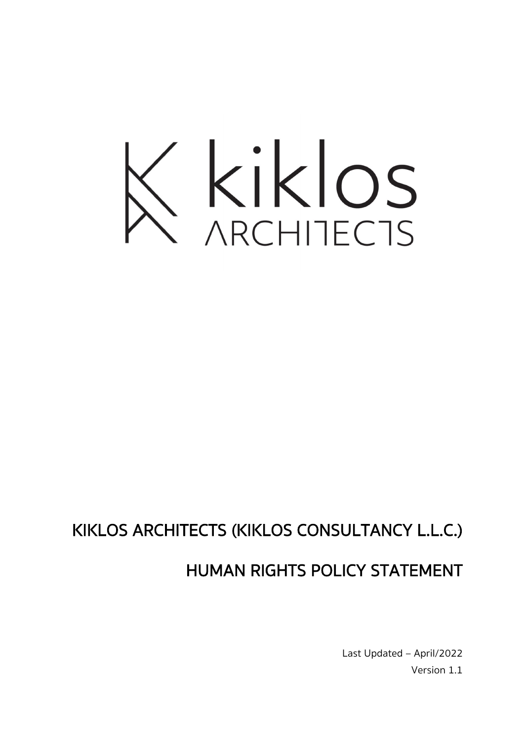# KIKLOS ARCHITECTS (KIKLOS CONSULTANCY L.L.C.)

# HUMAN RIGHTS POLICY STATEMENT

Last Updated – April/2022

Version 1.1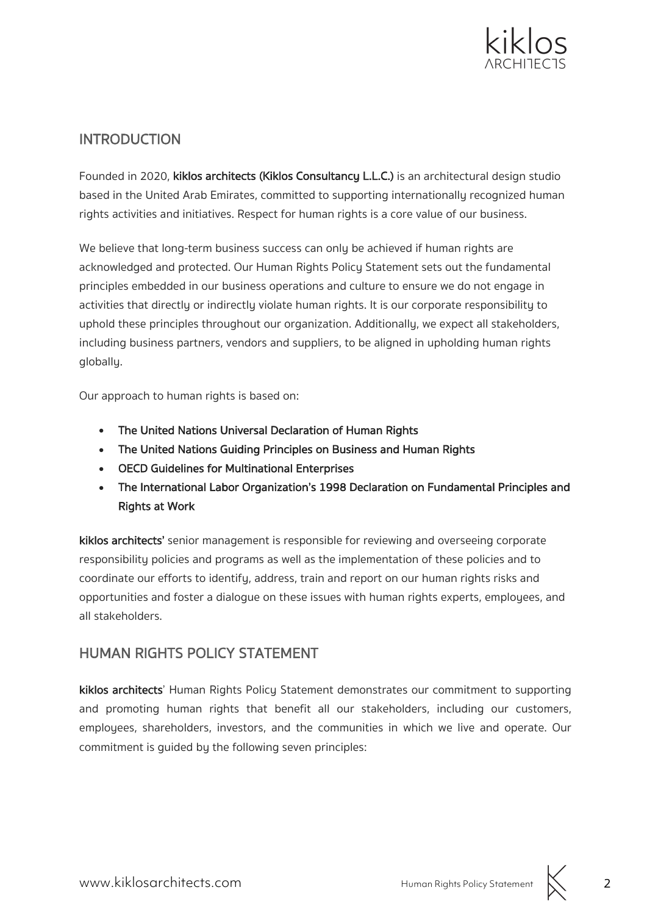## INTRODUCTION

Founded in 2020, **kiklos architects (Kiklos Consultancy L.L.C.)** is an architectural design studio based in the United Arab Emirates, committed to supporting internationally recognized human rights activities and initiatives. Respect for human rights is a core value of our business.

We believe that long-term business success can only be achieved if human rights are acknowledged and protected. Our Human Rights Policy Statement sets out the fundamental principles embedded in our business operations and culture to ensure we do not engage in activities that directly or indirectly violate human rights. It is our corporate responsibility to uphold these principles throughout our organization. Additionally, we expect all stakeholders, including business partners, vendors and suppliers, to be aligned in upholding human rights globally.

Our approach to human rights is based on:

- **The United Nations Universal Declaration of Human Rights**
- **The United Nations Guiding Principles on Business and Human Rights**
- **OECD Guidelines for Multinational Enterprises**
- **The International Labor Organization's 1998 Declaration on Fundamental Principles and Rights at Work**

**kiklos architects'** senior management is responsible for reviewing and overseeing corporate responsibility policies and programs as well as the implementation of these policies and to coordinate our efforts to identify, address, train and report on our human rights risks and opportunities and foster a dialogue on these issues with human rights experts, employees, and all stakeholders.

## HUMAN RIGHTS POLICY STATEMENT

**kiklos architects**' Human Rights Policy Statement demonstrates our commitment to supporting and promoting human rights that benefit all our stakeholders, including our customers, employees, shareholders, investors, and the communities in which we live and operate. Our commitment is guided by the following seven principles: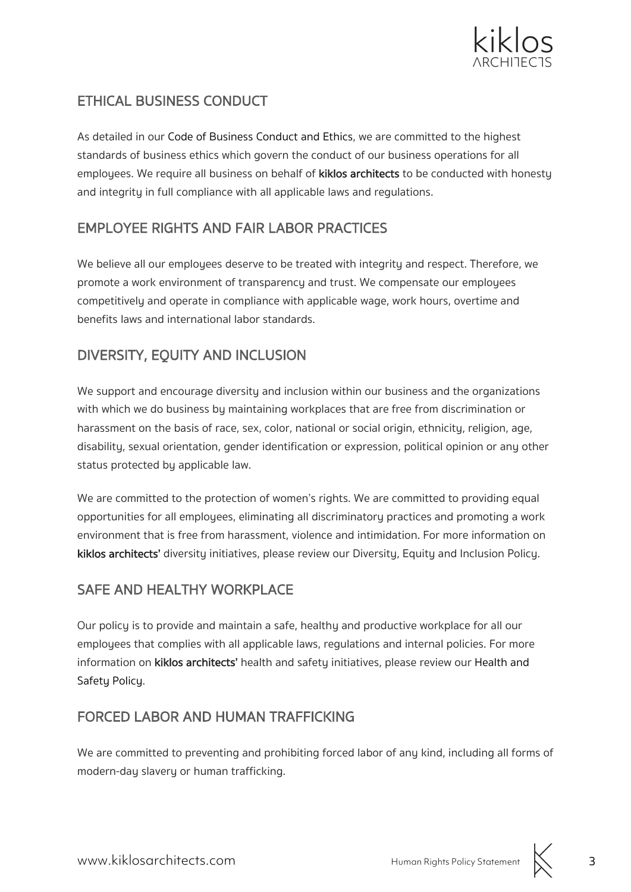## ETHICAL BUSINESS CONDUCT

As detailed in our Code of Business Conduct and Ethics, we are committed to the highest standards of business ethics which govern the conduct of our business operations for all employees. We require all business on behalf of **kiklos architects** to be conducted with honesty and integrity in full compliance with all applicable laws and regulations.

## EMPLOYEE RIGHTS AND FAIR LABOR PRACTICES

We believe all our employees deserve to be treated with integrity and respect. Therefore, we promote a work environment of transparency and trust. We compensate our employees competitively and operate in compliance with applicable wage, work hours, overtime and benefits laws and international labor standards.

## DIVERSITY, EQUITY AND INCLUSION

We support and encourage diversity and inclusion within our business and the organizations with which we do business by maintaining workplaces that are free from discrimination or harassment on the basis of race, sex, color, national or social origin, ethnicity, religion, age, disability, sexual orientation, gender identification or expression, political opinion or any other status protected by applicable law.

We are committed to the protection of women's rights. We are committed to providing equal opportunities for all employees, eliminating all discriminatory practices and promoting a work environment that is free from harassment, violence and intimidation. For more information on **kiklos architects'** diversity initiatives, please review our Diversity, Equity and Inclusion Policy.

## SAFE AND HEALTHY WORKPLACE

Our policy is to provide and maintain a safe, healthy and productive workplace for all our employees that complies with all applicable laws, regulations and internal policies. For more information on **kiklos architects'** health and safety initiatives, please review our Health and Safety Policy.

## FORCED LABOR AND HUMAN TRAFFICKING

We are committed to preventing and prohibiting forced labor of any kind, including all forms of modern-day slavery or human trafficking.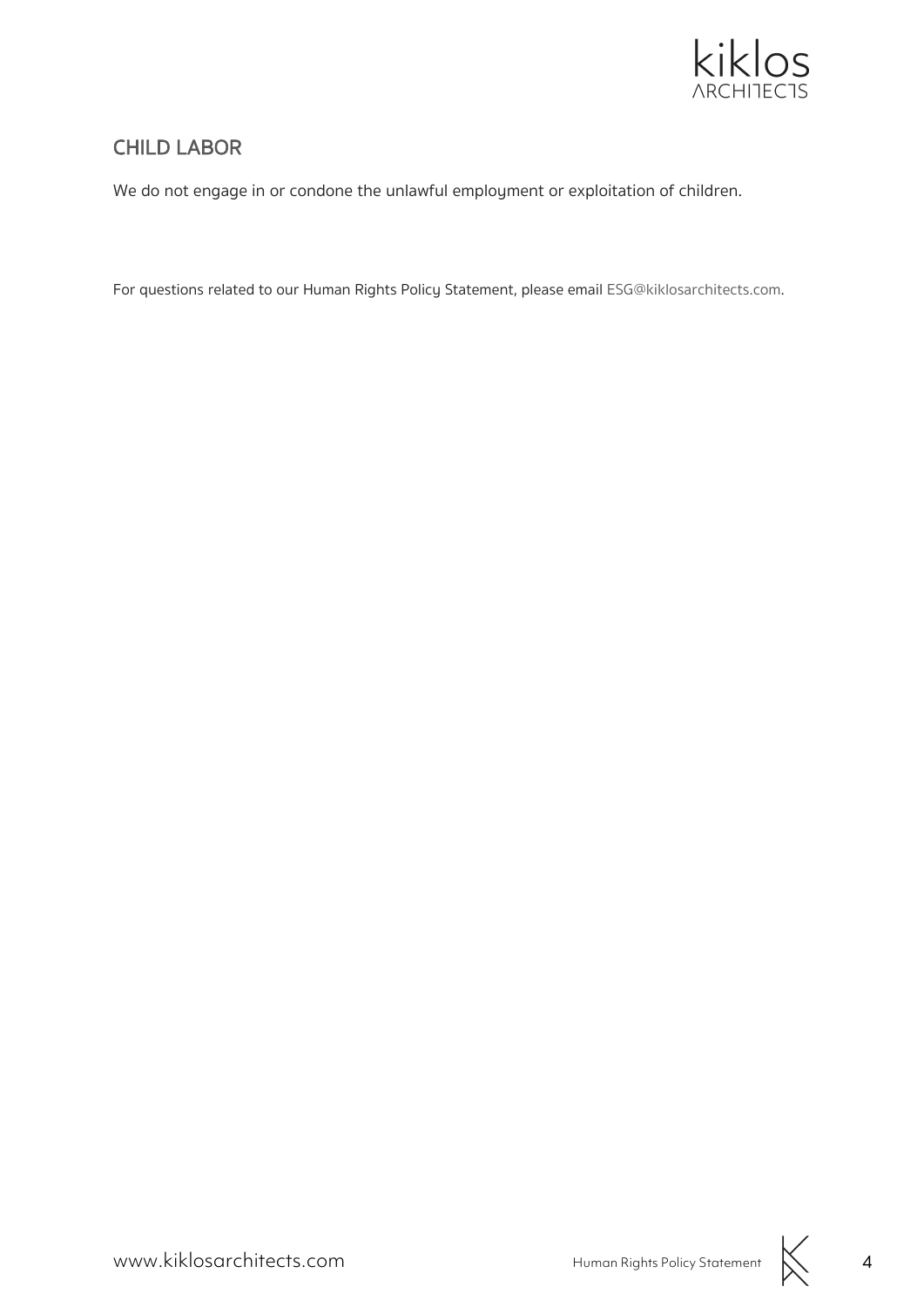## CHILD LABOR

We do not engage in or condone the unlawful employment or exploitation of children.

For questions related to our Human Rights Policy Statement, please email ESG@kiklosarchitects.com.